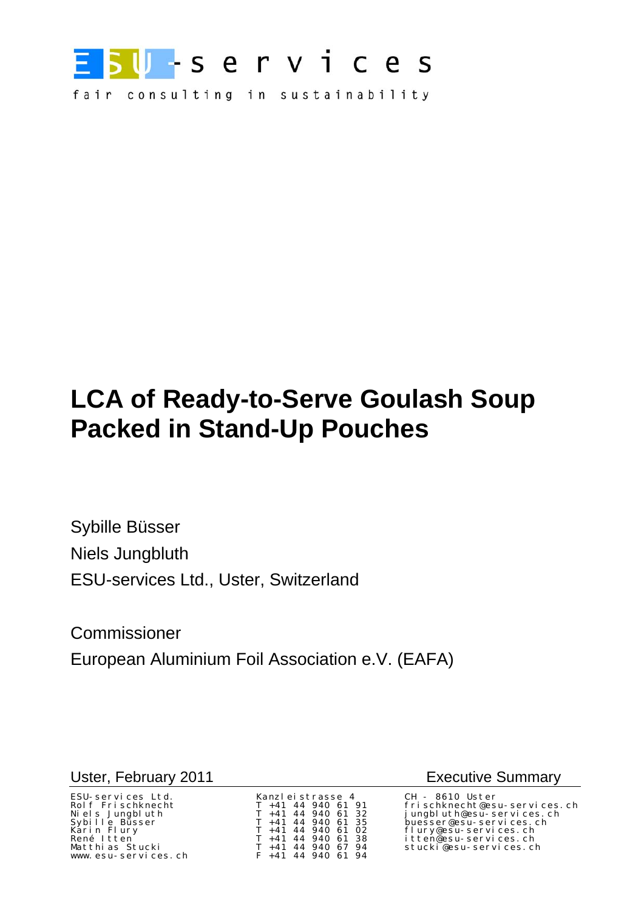ESU-services

fair consulting in sustainability

# LCA of Ready-to-Serve Goulash Soup Packed in Stand-Up Pouches

Sybille Büsser

Niels Jungbluth

ESU-services Ltd., Uster, Switzerland

Commissioner

European Aluminium Foil Association e.V. (EAFA)

Uster, February 2011

Executive Summary

| | | |
|---|---|---|
| ESU-services Ltd. | Kanzleistrasse 4 | CH - 8610 Uster |
| Rolf Frischknecht | T +41 44 940 61 91 | frischknecht@esu-services.ch |
| Niels Jungbluth | T +41 44 940 61 32 | jungbluth@esu-services.ch |
| Sybille Büsser | T +41 44 940 61 35 | buesser@esu-services.ch |
| Karin Flury | T +41 44 940 61 02 | flury@esu-services.ch |
| René Itten | T +41 44 940 61 38 | itten@esu-services.ch |
| Matthias Stucki | T +41 44 940 67 94 | stucki@esu-services.ch |
| www.esu-services.ch | F +41 44 940 61 94 | |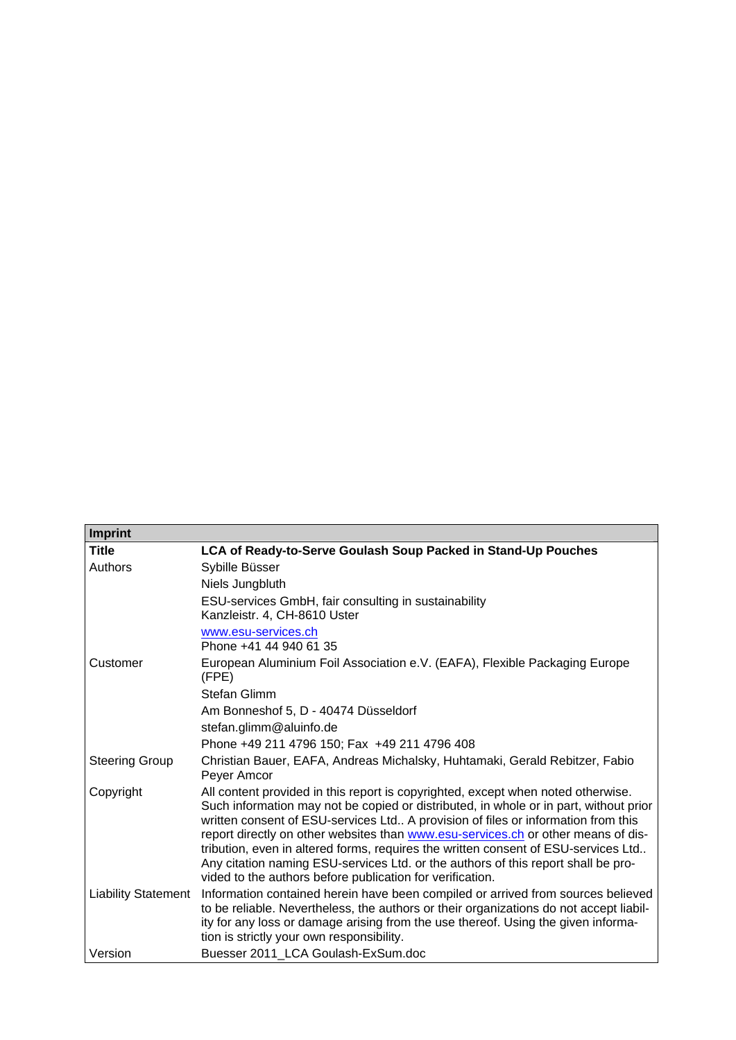| Imprint | |
|---|---|
| **Title** | **LCA of Ready-to-Serve Goulash Soup Packed in Stand-Up Pouches** |
| Authors | Sybille Büsser |
| | Niels Jungbluth |
| | ESU-services GmbH, fair consulting in sustainability<br>Kanzleistr. 4, CH-8610 Uster |
| | www.esu-services.ch<br>Phone +41 44 940 61 35 |
| Customer | European Aluminium Foil Association e.V. (EAFA), Flexible Packaging Europe (FPE) |
| | Stefan Glimm |
| | Am Bonneshof 5, D - 40474 Düsseldorf |
| | stefan.glimm@aluinfo.de |
| | Phone +49 211 4796 150; Fax +49 211 4796 408 |
| Steering Group | Christian Bauer, EAFA, Andreas Michalsky, Huhtamaki, Gerald Rebitzer, Fabio Peyer Amcor |
| Copyright | All content provided in this report is copyrighted, except when noted otherwise. Such information may not be copied or distributed, in whole or in part, without prior written consent of ESU-services Ltd.. A provision of files or information from this report directly on other websites than www.esu-services.ch or other means of distribution, even in altered forms, requires the written consent of ESU-services Ltd.. Any citation naming ESU-services Ltd. or the authors of this report shall be provided to the authors before publication for verification. |
| Liability Statement | Information contained herein have been compiled or arrived from sources believed to be reliable. Nevertheless, the authors or their organizations do not accept liability for any loss or damage arising from the use thereof. Using the given information is strictly your own responsibility. |
| Version | Buesser 2011_LCA Goulash-ExSum.doc |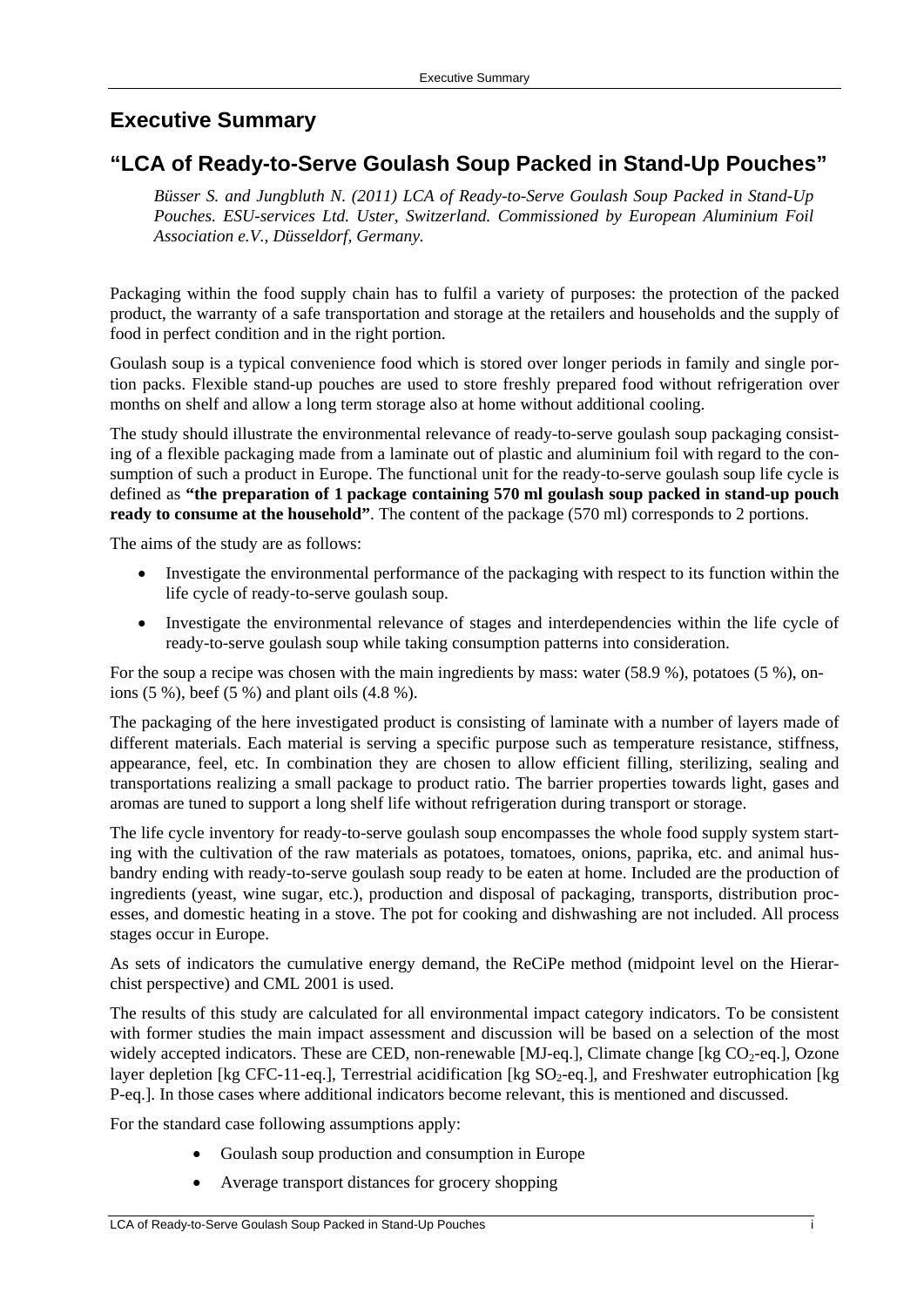# Executive Summary

## "LCA of Ready-to-Serve Goulash Soup Packed in Stand-Up Pouches"

*Büsser S. and Jungbluth N. (2011) LCA of Ready-to-Serve Goulash Soup Packed in Stand-Up Pouches. ESU-services Ltd. Uster, Switzerland. Commissioned by European Aluminium Foil Association e.V., Düsseldorf, Germany.*

Packaging within the food supply chain has to fulfil a variety of purposes: the protection of the packed product, the warranty of a safe transportation and storage at the retailers and households and the supply of food in perfect condition and in the right portion.

Goulash soup is a typical convenience food which is stored over longer periods in family and single portion packs. Flexible stand-up pouches are used to store freshly prepared food without refrigeration over months on shelf and allow a long term storage also at home without additional cooling.

The study should illustrate the environmental relevance of ready-to-serve goulash soup packaging consisting of a flexible packaging made from a laminate out of plastic and aluminium foil with regard to the consumption of such a product in Europe. The functional unit for the ready-to-serve goulash soup life cycle is defined as **"the preparation of 1 package containing 570 ml goulash soup packed in stand-up pouch ready to consume at the household"**. The content of the package (570 ml) corresponds to 2 portions.

The aims of the study are as follows:

- Investigate the environmental performance of the packaging with respect to its function within the life cycle of ready-to-serve goulash soup.
- Investigate the environmental relevance of stages and interdependencies within the life cycle of ready-to-serve goulash soup while taking consumption patterns into consideration.

For the soup a recipe was chosen with the main ingredients by mass: water (58.9 %), potatoes (5 %), onions (5 %), beef (5 %) and plant oils (4.8 %).

The packaging of the here investigated product is consisting of laminate with a number of layers made of different materials. Each material is serving a specific purpose such as temperature resistance, stiffness, appearance, feel, etc. In combination they are chosen to allow efficient filling, sterilizing, sealing and transportations realizing a small package to product ratio. The barrier properties towards light, gases and aromas are tuned to support a long shelf life without refrigeration during transport or storage.

The life cycle inventory for ready-to-serve goulash soup encompasses the whole food supply system starting with the cultivation of the raw materials as potatoes, tomatoes, onions, paprika, etc. and animal husbandry ending with ready-to-serve goulash soup ready to be eaten at home. Included are the production of ingredients (yeast, wine sugar, etc.), production and disposal of packaging, transports, distribution processes, and domestic heating in a stove. The pot for cooking and dishwashing are not included. All process stages occur in Europe.

As sets of indicators the cumulative energy demand, the ReCiPe method (midpoint level on the Hierarchist perspective) and CML 2001 is used.

The results of this study are calculated for all environmental impact category indicators. To be consistent with former studies the main impact assessment and discussion will be based on a selection of the most widely accepted indicators. These are CED, non-renewable [MJ-eq.], Climate change [kg $CO_2$-eq.], Ozone layer depletion [kg CFC-11-eq.], Terrestrial acidification [kg $SO_2$-eq.], and Freshwater eutrophication [kg P-eq.]. In those cases where additional indicators become relevant, this is mentioned and discussed.

For the standard case following assumptions apply:

- Goulash soup production and consumption in Europe
- Average transport distances for grocery shopping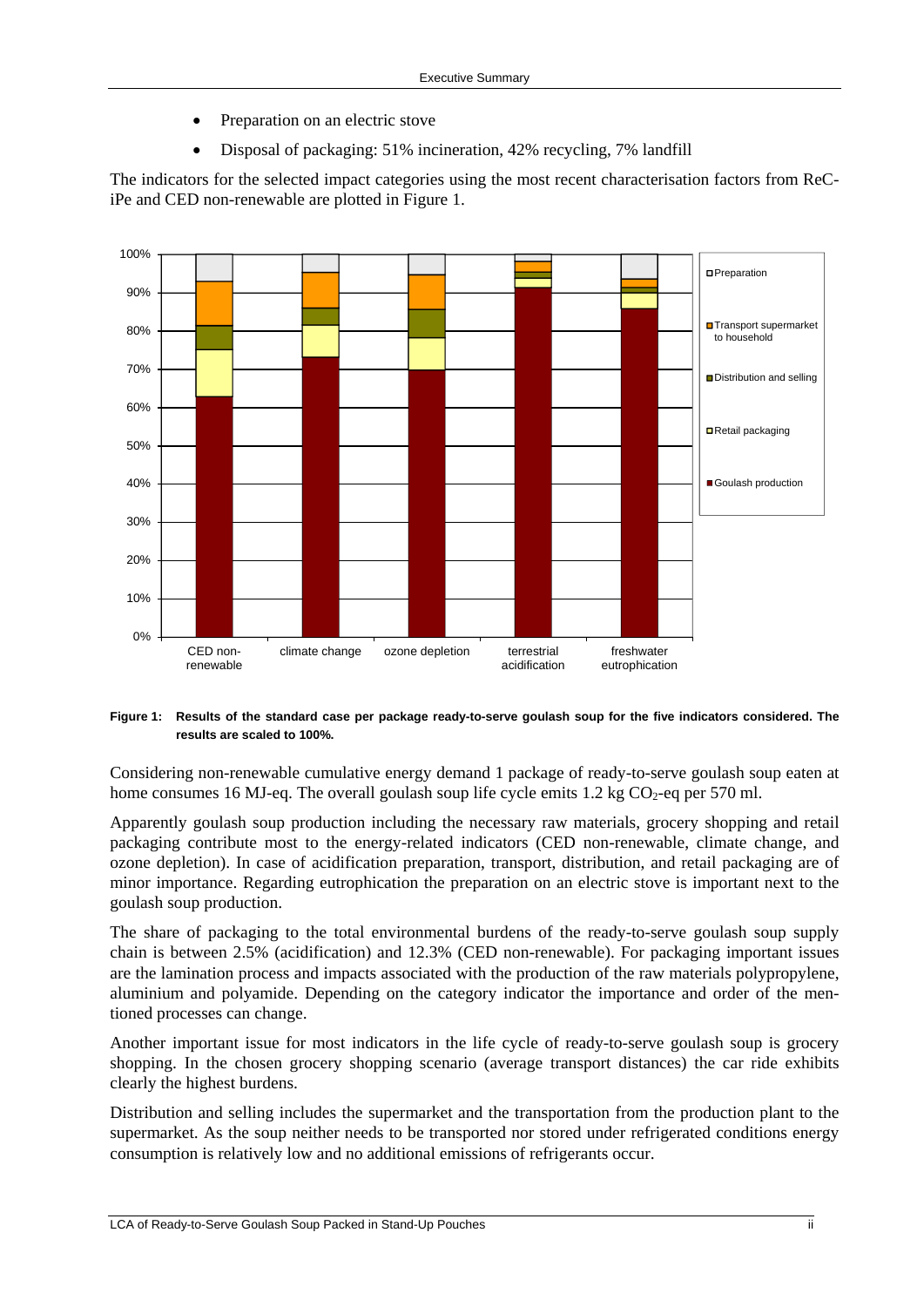- Preparation on an electric stove
- Disposal of packaging: 51% incineration, 42% recycling, 7% landfill

The indicators for the selected impact categories using the most recent characterisation factors from ReCiPe and CED non-renewable are plotted in Figure 1.

**Figure 1: Results of the standard case per package ready-to-serve goulash soup for the five indicators considered. The results are scaled to 100%.**

Considering non-renewable cumulative energy demand 1 package of ready-to-serve goulash soup eaten at home consumes 16 MJ-eq. The overall goulash soup life cycle emits 1.2 kg $CO_2$-eq per 570 ml.

Apparently goulash soup production including the necessary raw materials, grocery shopping and retail packaging contribute most to the energy-related indicators (CED non-renewable, climate change, and ozone depletion). In case of acidification preparation, transport, distribution, and retail packaging are of minor importance. Regarding eutrophication the preparation on an electric stove is important next to the goulash soup production.

The share of packaging to the total environmental burdens of the ready-to-serve goulash soup supply chain is between 2.5% (acidification) and 12.3% (CED non-renewable). For packaging important issues are the lamination process and impacts associated with the production of the raw materials polypropylene, aluminium and polyamide. Depending on the category indicator the importance and order of the mentioned processes can change.

Another important issue for most indicators in the life cycle of ready-to-serve goulash soup is grocery shopping. In the chosen grocery shopping scenario (average transport distances) the car ride exhibits clearly the highest burdens.

Distribution and selling includes the supermarket and the transportation from the production plant to the supermarket. As the soup neither needs to be transported nor stored under refrigerated conditions energy consumption is relatively low and no additional emissions of refrigerants occur.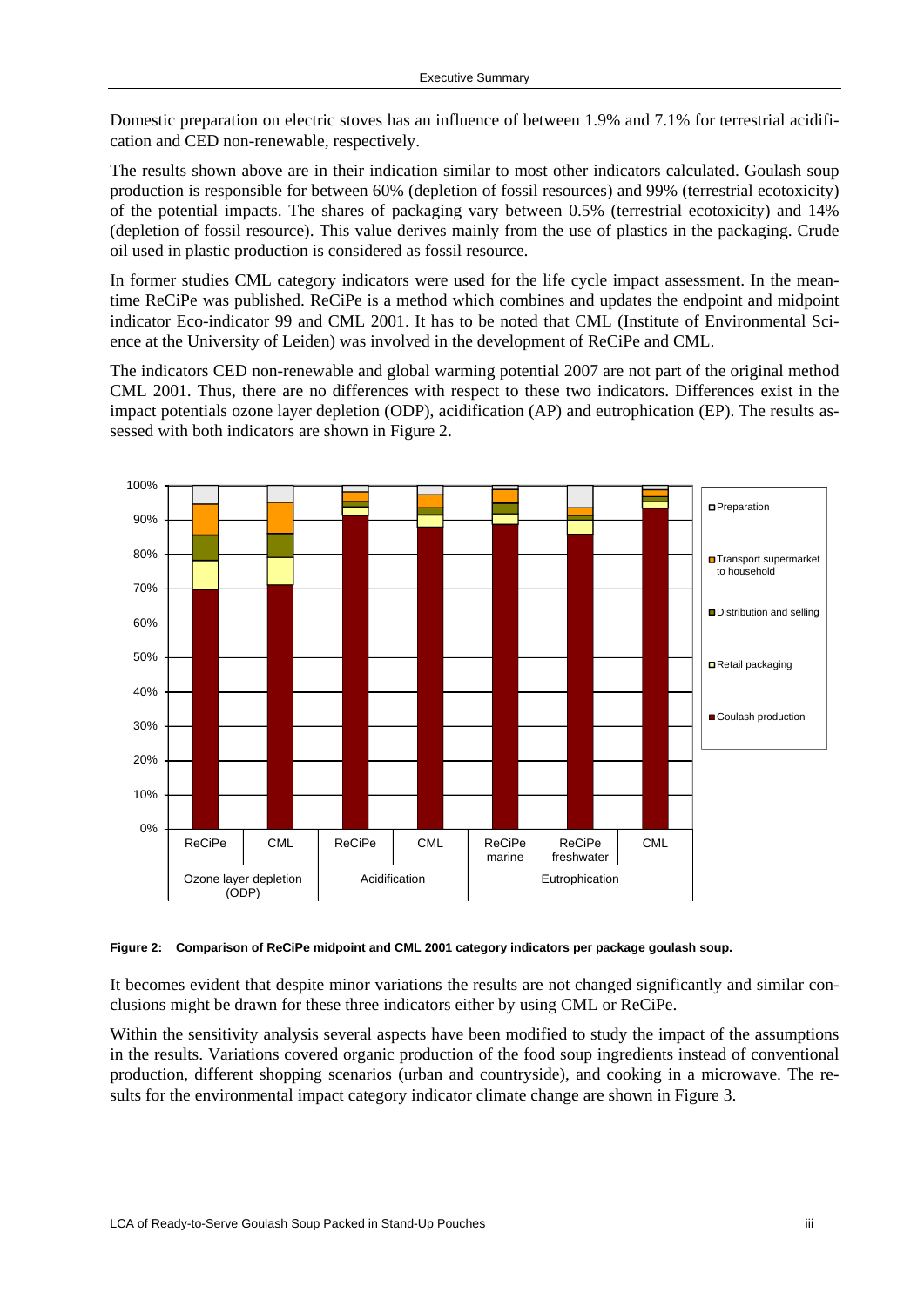Domestic preparation on electric stoves has an influence of between 1.9% and 7.1% for terrestrial acidification and CED non-renewable, respectively.

The results shown above are in their indication similar to most other indicators calculated. Goulash soup production is responsible for between 60% (depletion of fossil resources) and 99% (terrestrial ecotoxicity) of the potential impacts. The shares of packaging vary between 0.5% (terrestrial ecotoxicity) and 14% (depletion of fossil resource). This value derives mainly from the use of plastics in the packaging. Crude oil used in plastic production is considered as fossil resource.

In former studies CML category indicators were used for the life cycle impact assessment. In the meantime ReCiPe was published. ReCiPe is a method which combines and updates the endpoint and midpoint indicator Eco-indicator 99 and CML 2001. It has to be noted that CML (Institute of Environmental Science at the University of Leiden) was involved in the development of ReCiPe and CML.

The indicators CED non-renewable and global warming potential 2007 are not part of the original method CML 2001. Thus, there are no differences with respect to these two indicators. Differences exist in the impact potentials ozone layer depletion (ODP), acidification (AP) and eutrophication (EP). The results assessed with both indicators are shown in Figure 2.

**Figure 2: Comparison of ReCiPe midpoint and CML 2001 category indicators per package goulash soup.**

It becomes evident that despite minor variations the results are not changed significantly and similar conclusions might be drawn for these three indicators either by using CML or ReCiPe.

Within the sensitivity analysis several aspects have been modified to study the impact of the assumptions in the results. Variations covered organic production of the food soup ingredients instead of conventional production, different shopping scenarios (urban and countryside), and cooking in a microwave. The results for the environmental impact category indicator climate change are shown in Figure 3.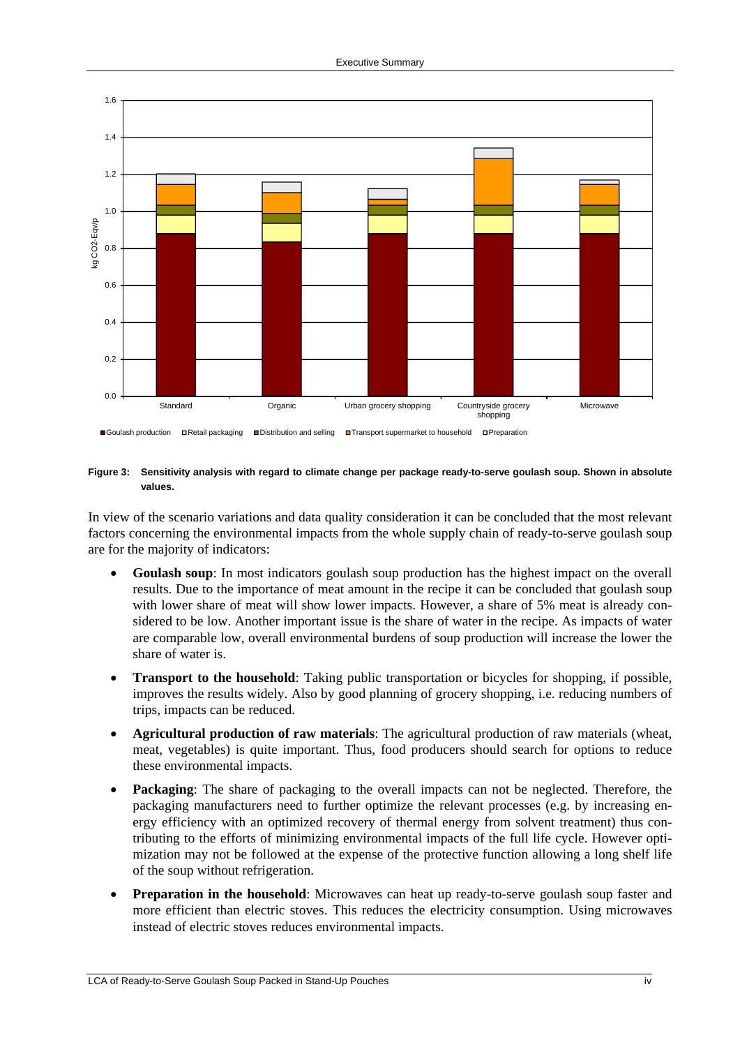**Figure 3: Sensitivity analysis with regard to climate change per package ready-to-serve goulash soup. Shown in absolute values.**

In view of the scenario variations and data quality consideration it can be concluded that the most relevant factors concerning the environmental impacts from the whole supply chain of ready-to-serve goulash soup are for the majority of indicators:

- **Goulash soup**: In most indicators goulash soup production has the highest impact on the overall results. Due to the importance of meat amount in the recipe it can be concluded that goulash soup with lower share of meat will show lower impacts. However, a share of 5% meat is already considered to be low. Another important issue is the share of water in the recipe. As impacts of water are comparable low, overall environmental burdens of soup production will increase the lower the share of water is.
- **Transport to the household**: Taking public transportation or bicycles for shopping, if possible, improves the results widely. Also by good planning of grocery shopping, i.e. reducing numbers of trips, impacts can be reduced.
- **Agricultural production of raw materials**: The agricultural production of raw materials (wheat, meat, vegetables) is quite important. Thus, food producers should search for options to reduce these environmental impacts.
- **Packaging**: The share of packaging to the overall impacts can not be neglected. Therefore, the packaging manufacturers need to further optimize the relevant processes (e.g. by increasing energy efficiency with an optimized recovery of thermal energy from solvent treatment) thus contributing to the efforts of minimizing environmental impacts of the full life cycle. However optimization may not be followed at the expense of the protective function allowing a long shelf life of the soup without refrigeration.
- **Preparation in the household**: Microwaves can heat up ready-to-serve goulash soup faster and more efficient than electric stoves. This reduces the electricity consumption. Using microwaves instead of electric stoves reduces environmental impacts.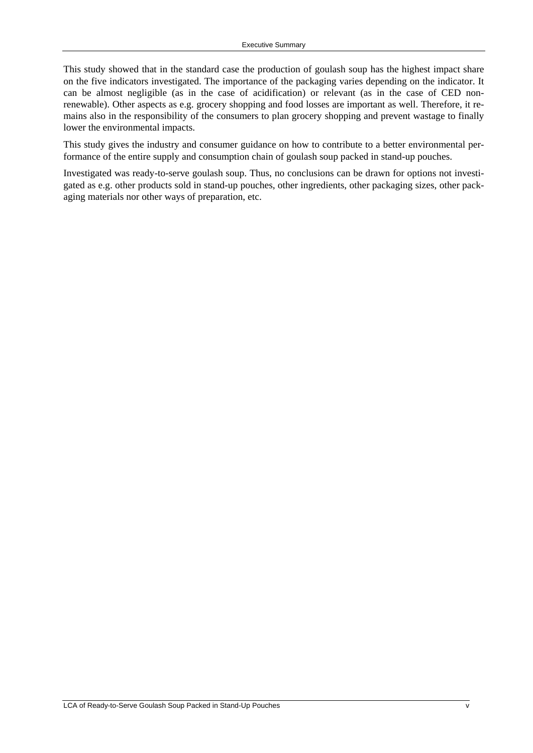This study showed that in the standard case the production of goulash soup has the highest impact share on the five indicators investigated. The importance of the packaging varies depending on the indicator. It can be almost negligible (as in the case of acidification) or relevant (as in the case of CED non-renewable). Other aspects as e.g. grocery shopping and food losses are important as well. Therefore, it remains also in the responsibility of the consumers to plan grocery shopping and prevent wastage to finally lower the environmental impacts.

This study gives the industry and consumer guidance on how to contribute to a better environmental performance of the entire supply and consumption chain of goulash soup packed in stand-up pouches.

Investigated was ready-to-serve goulash soup. Thus, no conclusions can be drawn for options not investigated as e.g. other products sold in stand-up pouches, other ingredients, other packaging sizes, other packaging materials nor other ways of preparation, etc.